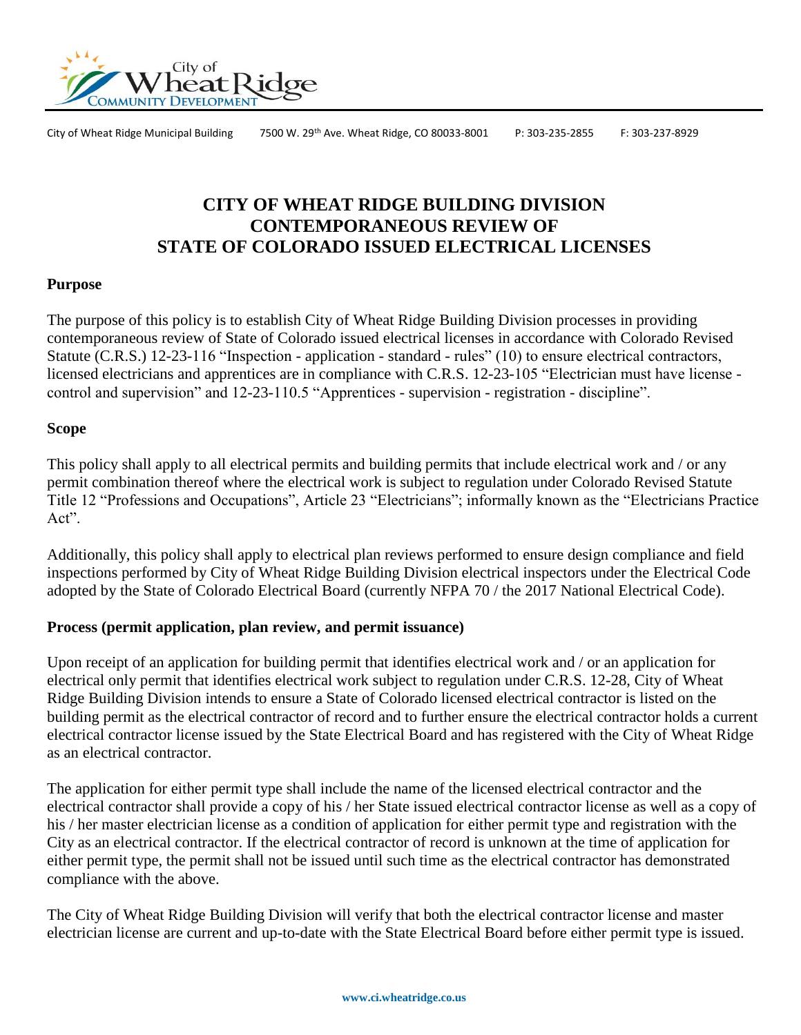City of Wheat Ridge Municipal Building 7500 W. 29th Ave. Wheat Ridge, CO 80033-8001 P: 303-235-2855 F: 303-237-8929

# CITY OF WHEAT RIDGE BUILDING DIVISION CONTEMPORANEOUS REVIEW OF STATE OF COLORADO ISSUED ELECTRICAL LICENSES

## Purpose

The purpose of this policy is to establish City of Wheat Ridge Building Division processes in providing contemporaneous review of State of Colorado issued electrical licenses in accordance with Colorado Revised Statute (C.R.S.) 12-23-116 "Inspection - application - standard - rules" (10) to ensure electrical contractors, licensed electricians and apprentices are in compliance with C.R.S. 12-23-105 "Electrician must have license - control and supervision" and 12-23-110.5 "Apprentices - supervision - registration - discipline".

## Scope

This policy shall apply to all electrical permits and building permits that include electrical work and / or any permit combination thereof where the electrical work is subject to regulation under Colorado Revised Statute Title 12 "Professions and Occupations", Article 23 "Electricians"; informally known as the "Electricians Practice Act".

Additionally, this policy shall apply to electrical plan reviews performed to ensure design compliance and field inspections performed by City of Wheat Ridge Building Division electrical inspectors under the Electrical Code adopted by the State of Colorado Electrical Board (currently NFPA 70 / the 2017 National Electrical Code).

## Process (permit application, plan review, and permit issuance)

Upon receipt of an application for building permit that identifies electrical work and / or an application for electrical only permit that identifies electrical work subject to regulation under C.R.S. 12-28, City of Wheat Ridge Building Division intends to ensure a State of Colorado licensed electrical contractor is listed on the building permit as the electrical contractor of record and to further ensure the electrical contractor holds a current electrical contractor license issued by the State Electrical Board and has registered with the City of Wheat Ridge as an electrical contractor.

The application for either permit type shall include the name of the licensed electrical contractor and the electrical contractor shall provide a copy of his / her State issued electrical contractor license as well as a copy of his / her master electrician license as a condition of application for either permit type and registration with the City as an electrical contractor. If the electrical contractor of record is unknown at the time of application for either permit type, the permit shall not be issued until such time as the electrical contractor has demonstrated compliance with the above.

The City of Wheat Ridge Building Division will verify that both the electrical contractor license and master electrician license are current and up-to-date with the State Electrical Board before either permit type is issued.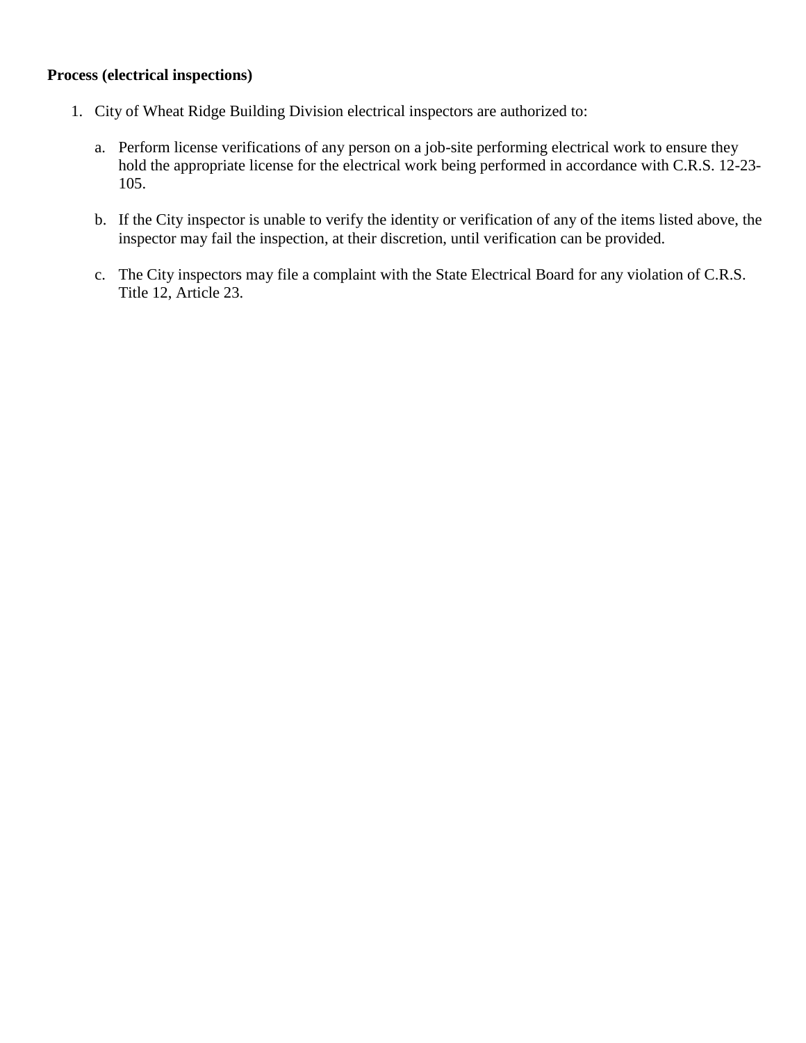**Process (electrical inspections)**

1. City of Wheat Ridge Building Division electrical inspectors are authorized to:

   a. Perform license verifications of any person on a job-site performing electrical work to ensure they hold the appropriate license for the electrical work being performed in accordance with C.R.S. 12-23-105.

   b. If the City inspector is unable to verify the identity or verification of any of the items listed above, the inspector may fail the inspection, at their discretion, until verification can be provided.

   c. The City inspectors may file a complaint with the State Electrical Board for any violation of C.R.S. Title 12, Article 23.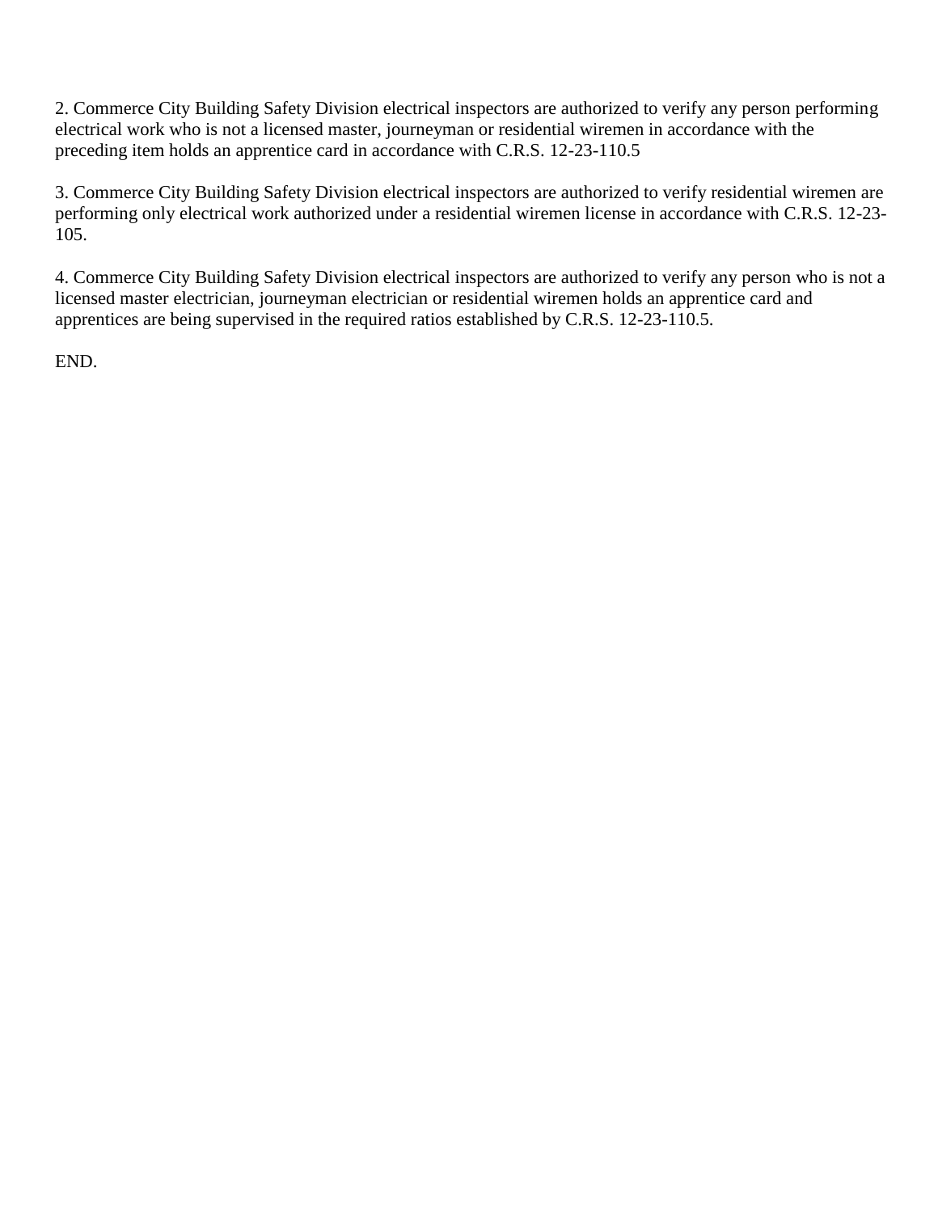2. Commerce City Building Safety Division electrical inspectors are authorized to verify any person performing electrical work who is not a licensed master, journeyman or residential wiremen in accordance with the preceding item holds an apprentice card in accordance with C.R.S. 12-23-110.5

3. Commerce City Building Safety Division electrical inspectors are authorized to verify residential wiremen are performing only electrical work authorized under a residential wiremen license in accordance with C.R.S. 12-23-105.

4. Commerce City Building Safety Division electrical inspectors are authorized to verify any person who is not a licensed master electrician, journeyman electrician or residential wiremen holds an apprentice card and apprentices are being supervised in the required ratios established by C.R.S. 12-23-110.5.

END.